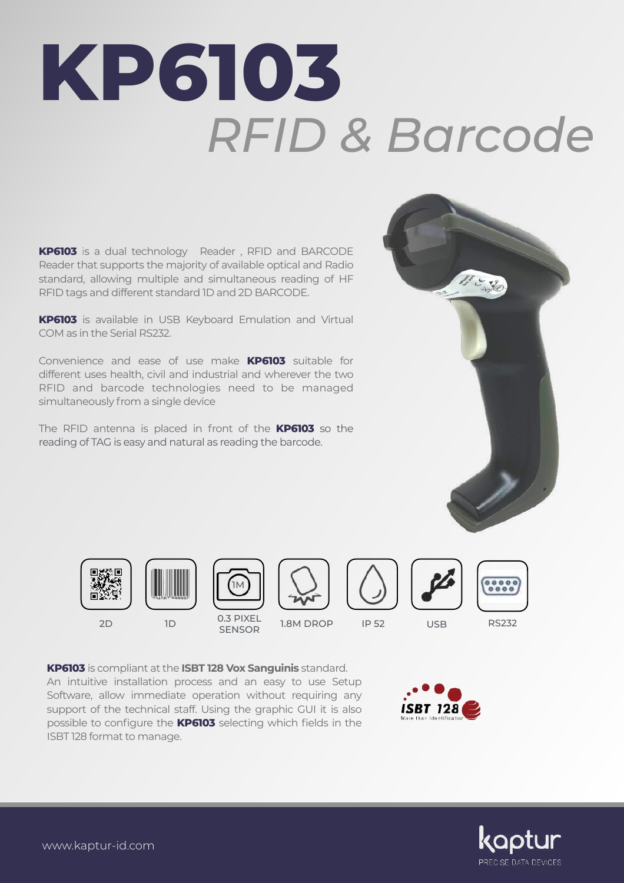# KP6103

## *RFID & Barcode*

**KP6103** is a dual technology Reader , RFID and BARCODE Reader that supports the majority of available optical and Radio standard, allowing multiple and simultaneous reading of HF RFID tags and different standard 1D and 2D BARCODE.

**KP6103** is available in USB Keyboard Emulation and Virtual COM as in the Serial RS232.

Convenience and ease of use make **KP6103** suitable for different uses health, civil and industrial and wherever the two RFID and barcode technologies need to be managed simultaneously from a single device

The RFID antenna is placed in front of the **KP6103** so the reading of TAG is easy and natural as reading the barcode.

2D | 1D | 0.3 PIXEL SENSOR | 1.8M DROP | IP 52 | USB | RS232

**KP6103** is compliant at the **ISBT 128 Vox Sanguinis** standard. An intuitive installation process and an easy to use Setup Software, allow immediate operation without requiring any support of the technical staff. Using the graphic GUI it is also possible to configure the **KP6103** selecting which fields in the ISBT 128 format to manage.

www.kaptur-id.com

kaptur PRECISE DATA DEVICES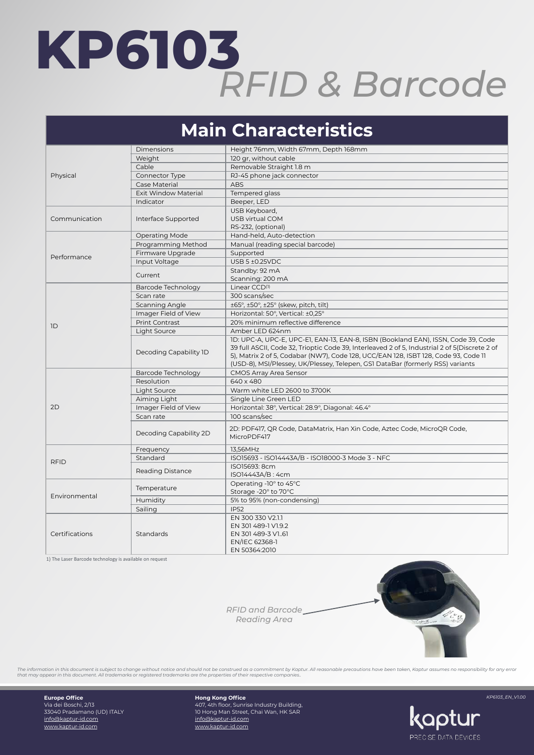# KP6103 *RFID & Barcode*

## Main Characteristics

| | | |
|---|---|---|
| Physical | Dimensions | Height 76mm, Width 67mm, Depth 168mm |
| | Weight | 120 gr, without cable |
| | Cable | Removable Straight 1.8 m |
| | Connector Type | RJ-45 phone jack connector |
| | Case Material | ABS |
| | Exit Window Material | Tempered glass |
| | Indicator | Beeper, LED |
| Communication | Interface Supported | USB Keyboard,<br>USB virtual COM<br>RS-232, (optional) |
| Performance | Operating Mode | Hand-held, Auto-detection |
| | Programming Method | Manual (reading special barcode) |
| | Firmware Upgrade | Supported |
| | Input Voltage | USB 5 ±0.25VDC |
| | Current | Standby: 92 mA<br>Scanning: 200 mA |
| 1D | Barcode Technology | Linear CCD[1] |
| | Scan rate | 300 scans/sec |
| | Scanning Angle | ±65°, ±50°, ±25° (skew, pitch, tilt) |
| | Imager Field of View | Horizontal: 50°, Vertical: ±0,25° |
| | Print Contrast | 20% minimum reflective difference |
| | Light Source | Amber LED 624nm |
| | Decoding Capability 1D | 1D: UPC-A, UPC-E, UPC-E1, EAN-13, EAN-8, ISBN (Bookland EAN), ISSN, Code 39, Code 39 full ASCII, Code 32, Trioptic Code 39, Interleaved 2 of 5, Industrial 2 of 5(Discrete 2 of 5), Matrix 2 of 5, Codabar (NW7), Code 128, UCC/EAN 128, ISBT 128, Code 93, Code 11 (USD-8), MSI/Plessey, UK/Plessey, Telepen, GS1 DataBar (formerly RSS) variants |
| 2D | Barcode Technology | CMOS Array Area Sensor |
| | Resolution | 640 x 480 |
| | Light Source | Warm white LED 2600 to 3700K |
| | Aiming Light | Single Line Green LED |
| | Imager Field of View | Horizontal: 38°, Vertical: 28.9°, Diagonal: 46.4° |
| | Scan rate | 100 scans/sec |
| | Decoding Capability 2D | 2D: PDF417, QR Code, DataMatrix, Han Xin Code, Aztec Code, MicroQR Code, MicroPDF417 |
| RFID | Frequency | 13,56MHz |
| | Standard | ISO15693 - ISO14443A/B - ISO18000-3 Mode 3 - NFC |
| | Reading Distance | ISO15693: 8cm<br>ISO14443A/B : 4cm |
| Environmental | Temperature | Operating -10° to 45°C<br>Storage -20° to 70°C |
| | Humidity | 5% to 95% (non-condensing) |
| | Sailing | IP52 |
| Certifications | Standards | EN 300 330 V2.1.1<br>EN 301 489-1 V1.9.2<br>EN 301 489-3 V1..61<br>EN/IEC 62368-1<br>EN 50364:2010 |

1) The Laser Barcode technology is available on request

*RFID and Barcode Reading Area*

*The information in this document is subject to change without notice and should not be construed as a commitment by Kaptur. All reasonable precautions have been taken, Kaptur assumes no responsibility for any error that may appear in this document. All trademarks or registered trademarks are the properties of their respective companies.*

**Europe Office**
Via dei Boschi, 2/13
33040 Pradamano (UD) ITALY
info@kaptur-id.com
www.kaptur-id.com

**Hong Kong Office**
407, 4th floor, Sunrise Industry Building,
10 Hong Man Street, Chai Wan, HK SAR
info@kaptur-id.com
www.kaptur-id.com

KP6103_EN_V1.00

kaptur
PRECISE DATA DEVICES